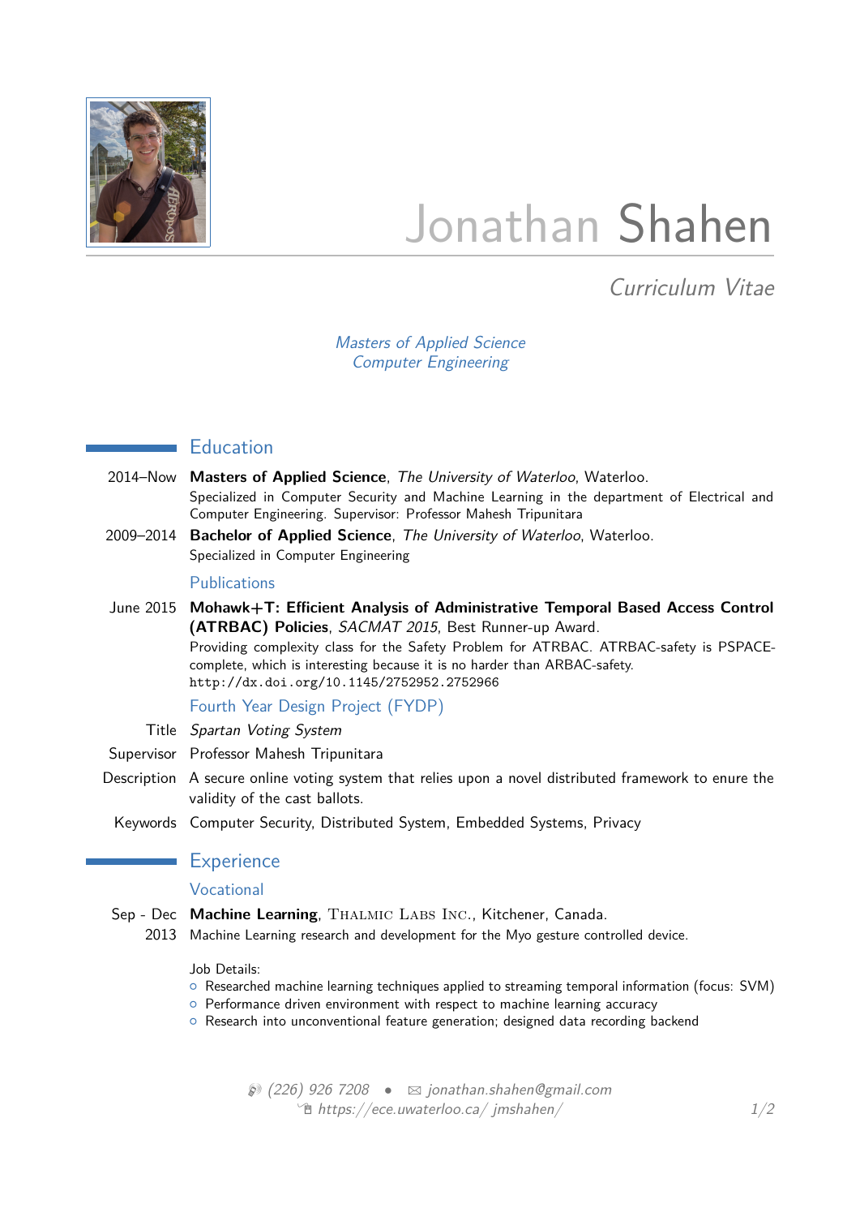# Jonathan Shahen

*Curriculum Vitae*

*Masters of Applied Science*
*Computer Engineering*

## Education

**2014–Now** — **Masters of Applied Science**, *The University of Waterloo*, Waterloo.
Specialized in Computer Security and Machine Learning in the department of Electrical and Computer Engineering. Supervisor: Professor Mahesh Tripunitara

**2009–2014** — **Bachelor of Applied Science**, *The University of Waterloo*, Waterloo.
Specialized in Computer Engineering

### Publications

**June 2015** — **Mohawk+T: Efficient Analysis of Administrative Temporal Based Access Control (ATRBAC) Policies**, *SACMAT 2015*, Best Runner-up Award.
Providing complexity class for the Safety Problem for ATRBAC. ATRBAC-safety is PSPACE-complete, which is interesting because it is no harder than ARBAC-safety.
`http://dx.doi.org/10.1145/2752952.2752966`

### Fourth Year Design Project (FYDP)

**Title** — *Spartan Voting System*

**Supervisor** — Professor Mahesh Tripunitara

**Description** — A secure online voting system that relies upon a novel distributed framework to enure the validity of the cast ballots.

**Keywords** — Computer Security, Distributed System, Embedded Systems, Privacy

## Experience

### Vocational

**Sep - Dec 2013** — **Machine Learning**, Thalmic Labs Inc., Kitchener, Canada.
Machine Learning research and development for the Myo gesture controlled device.

Job Details:
- Researched machine learning techniques applied to streaming temporal information (focus: SVM)
- Performance driven environment with respect to machine learning accuracy
- Research into unconventional feature generation; designed data recording backend

(226) 926 7208 • jonathan.shahen@gmail.com
https://ece.uwaterloo.ca/ jmshahen/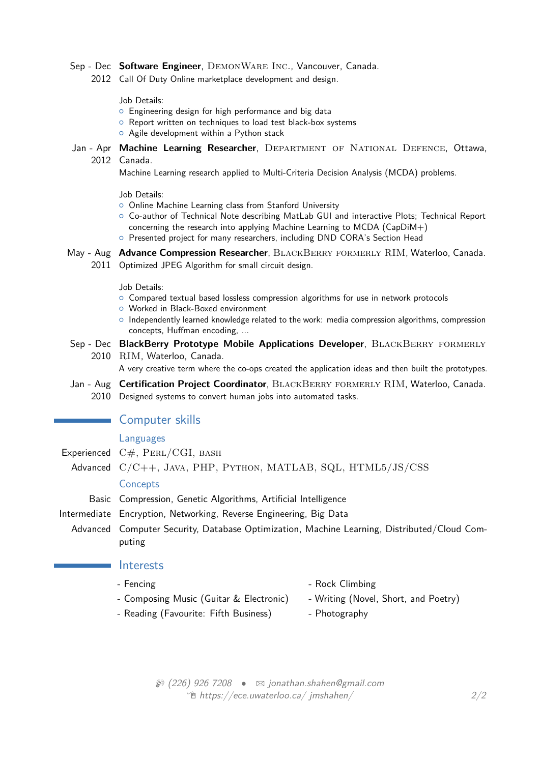**Sep - Dec 2012** — **Software Engineer**, DemonWare Inc., Vancouver, Canada.
Call Of Duty Online marketplace development and design.

Job Details:
- Engineering design for high performance and big data
- Report written on techniques to load test black-box systems
- Agile development within a Python stack

**Jan - Apr 2012** — **Machine Learning Researcher**, Department of National Defence, Ottawa, Canada.
Machine Learning research applied to Multi-Criteria Decision Analysis (MCDA) problems.

Job Details:
- Online Machine Learning class from Stanford University
- Co-author of Technical Note describing MatLab GUI and interactive Plots; Technical Report concerning the research into applying Machine Learning to MCDA (CapDiM+)
- Presented project for many researchers, including DND CORA's Section Head

**May - Aug 2011** — **Advance Compression Researcher**, BlackBerry formerly RIM, Waterloo, Canada.
Optimized JPEG Algorithm for small circuit design.

Job Details:
- Compared textual based lossless compression algorithms for use in network protocols
- Worked in Black-Boxed environment
- Independently learned knowledge related to the work: media compression algorithms, compression concepts, Huffman encoding, ...

**Sep - Dec 2010** — **BlackBerry Prototype Mobile Applications Developer**, BlackBerry formerly RIM, Waterloo, Canada.
A very creative term where the co-ops created the application ideas and then built the prototypes.

**Jan - Aug 2010** — **Certification Project Coordinator**, BlackBerry formerly RIM, Waterloo, Canada.
Designed systems to convert human jobs into automated tasks.

## Computer skills

### Languages

**Experienced** C#, Perl/CGI, bash

**Advanced** C/C++, Java, PHP, Python, MATLAB, SQL, HTML5/JS/CSS

### Concepts

**Basic** Compression, Genetic Algorithms, Artificial Intelligence

**Intermediate** Encryption, Networking, Reverse Engineering, Big Data

**Advanced** Computer Security, Database Optimization, Machine Learning, Distributed/Cloud Computing

## Interests

- Fencing
- Rock Climbing
- Composing Music (Guitar & Electronic)
- Writing (Novel, Short, and Poetry)
- Reading (Favourite: Fifth Business)
- Photography

(226) 926 7208 • jonathan.shahen@gmail.com
https://ece.uwaterloo.ca/ jmshahen/